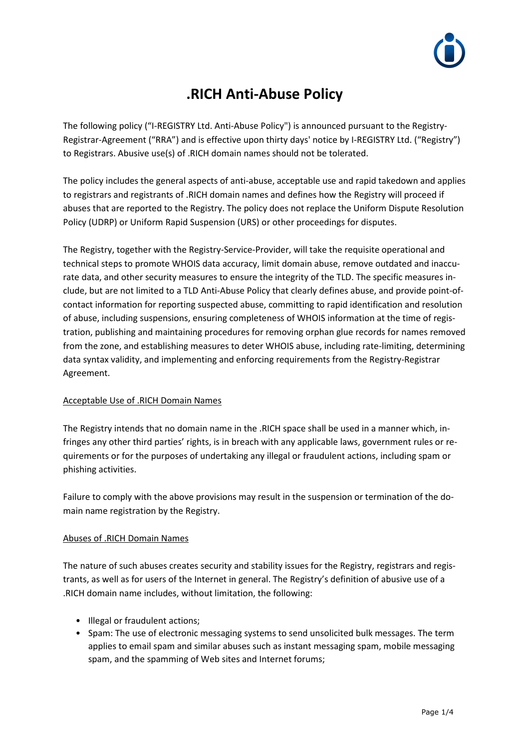# .RICH Anti-Abuse Policy

The following policy ("I-REGISTRY Ltd. Anti-Abuse Policy") is announced pursuant to the Registry-Registrar-Agreement ("RRA") and is effective upon thirty days' notice by I-REGISTRY Ltd. ("Registry") to Registrars. Abusive use(s) of .RICH domain names should not be tolerated.

The policy includes the general aspects of anti-abuse, acceptable use and rapid takedown and applies to registrars and registrants of .RICH domain names and defines how the Registry will proceed if abuses that are reported to the Registry. The policy does not replace the Uniform Dispute Resolution Policy (UDRP) or Uniform Rapid Suspension (URS) or other proceedings for disputes.

The Registry, together with the Registry-Service-Provider, will take the requisite operational and technical steps to promote WHOIS data accuracy, limit domain abuse, remove outdated and inaccurate data, and other security measures to ensure the integrity of the TLD. The specific measures include, but are not limited to a TLD Anti-Abuse Policy that clearly defines abuse, and provide point-of-contact information for reporting suspected abuse, committing to rapid identification and resolution of abuse, including suspensions, ensuring completeness of WHOIS information at the time of registration, publishing and maintaining procedures for removing orphan glue records for names removed from the zone, and establishing measures to deter WHOIS abuse, including rate-limiting, determining data syntax validity, and implementing and enforcing requirements from the Registry-Registrar Agreement.

## Acceptable Use of .RICH Domain Names

The Registry intends that no domain name in the .RICH space shall be used in a manner which, infringes any other third parties' rights, is in breach with any applicable laws, government rules or requirements or for the purposes of undertaking any illegal or fraudulent actions, including spam or phishing activities.

Failure to comply with the above provisions may result in the suspension or termination of the domain name registration by the Registry.

## Abuses of .RICH Domain Names

The nature of such abuses creates security and stability issues for the Registry, registrars and registrants, as well as for users of the Internet in general. The Registry's definition of abusive use of a .RICH domain name includes, without limitation, the following:

- Illegal or fraudulent actions;
- Spam: The use of electronic messaging systems to send unsolicited bulk messages. The term applies to email spam and similar abuses such as instant messaging spam, mobile messaging spam, and the spamming of Web sites and Internet forums;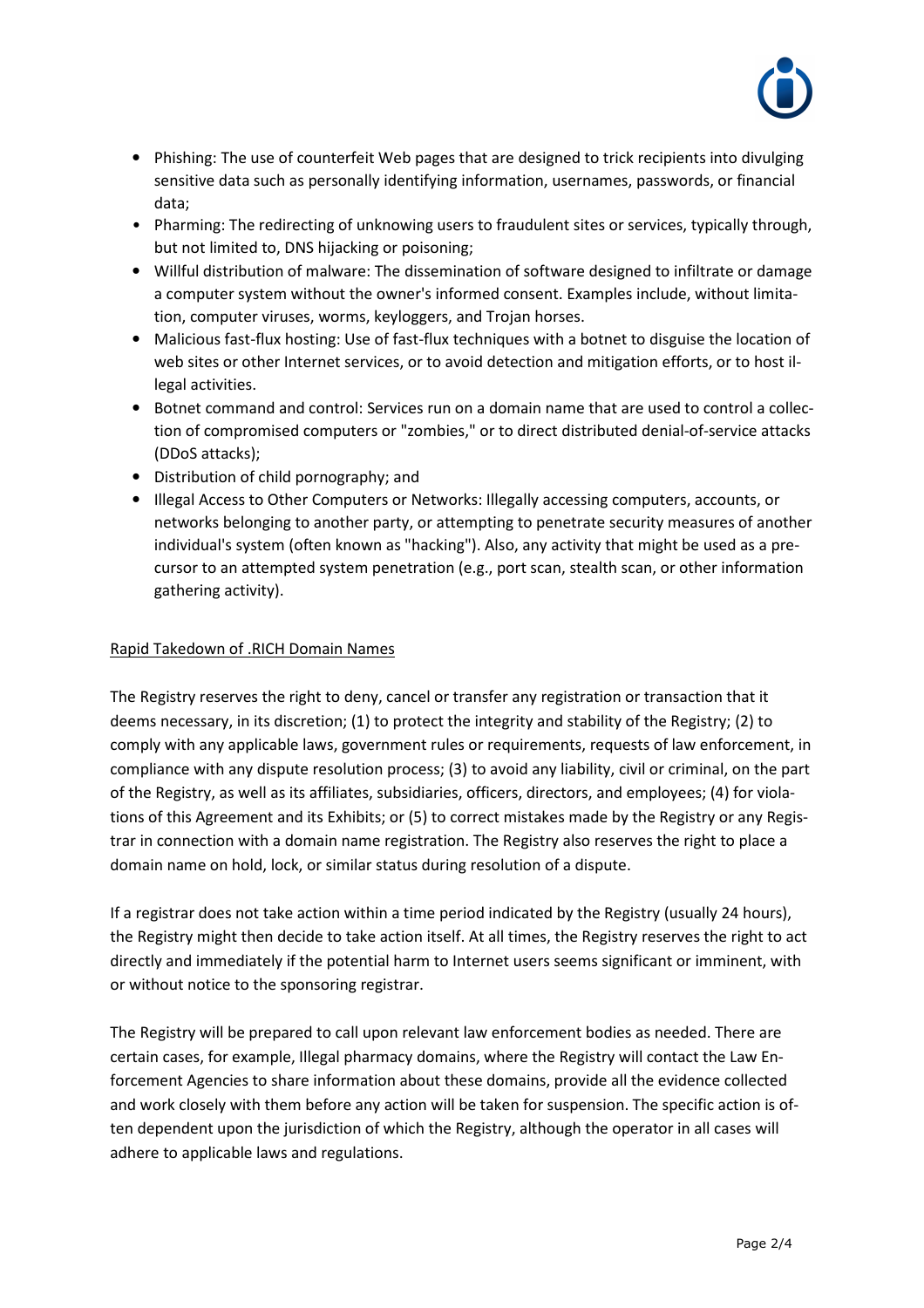- Phishing: The use of counterfeit Web pages that are designed to trick recipients into divulging sensitive data such as personally identifying information, usernames, passwords, or financial data;
- Pharming: The redirecting of unknowing users to fraudulent sites or services, typically through, but not limited to, DNS hijacking or poisoning;
- Willful distribution of malware: The dissemination of software designed to infiltrate or damage a computer system without the owner's informed consent. Examples include, without limitation, computer viruses, worms, keyloggers, and Trojan horses.
- Malicious fast-flux hosting: Use of fast-flux techniques with a botnet to disguise the location of web sites or other Internet services, or to avoid detection and mitigation efforts, or to host illegal activities.
- Botnet command and control: Services run on a domain name that are used to control a collection of compromised computers or "zombies," or to direct distributed denial-of-service attacks (DDoS attacks);
- Distribution of child pornography; and
- Illegal Access to Other Computers or Networks: Illegally accessing computers, accounts, or networks belonging to another party, or attempting to penetrate security measures of another individual's system (often known as "hacking"). Also, any activity that might be used as a precursor to an attempted system penetration (e.g., port scan, stealth scan, or other information gathering activity).

<u>Rapid Takedown of .RICH Domain Names</u>

The Registry reserves the right to deny, cancel or transfer any registration or transaction that it deems necessary, in its discretion; (1) to protect the integrity and stability of the Registry; (2) to comply with any applicable laws, government rules or requirements, requests of law enforcement, in compliance with any dispute resolution process; (3) to avoid any liability, civil or criminal, on the part of the Registry, as well as its affiliates, subsidiaries, officers, directors, and employees; (4) for violations of this Agreement and its Exhibits; or (5) to correct mistakes made by the Registry or any Registrar in connection with a domain name registration. The Registry also reserves the right to place a domain name on hold, lock, or similar status during resolution of a dispute.

If a registrar does not take action within a time period indicated by the Registry (usually 24 hours), the Registry might then decide to take action itself. At all times, the Registry reserves the right to act directly and immediately if the potential harm to Internet users seems significant or imminent, with or without notice to the sponsoring registrar.

The Registry will be prepared to call upon relevant law enforcement bodies as needed. There are certain cases, for example, Illegal pharmacy domains, where the Registry will contact the Law Enforcement Agencies to share information about these domains, provide all the evidence collected and work closely with them before any action will be taken for suspension. The specific action is often dependent upon the jurisdiction of which the Registry, although the operator in all cases will adhere to applicable laws and regulations.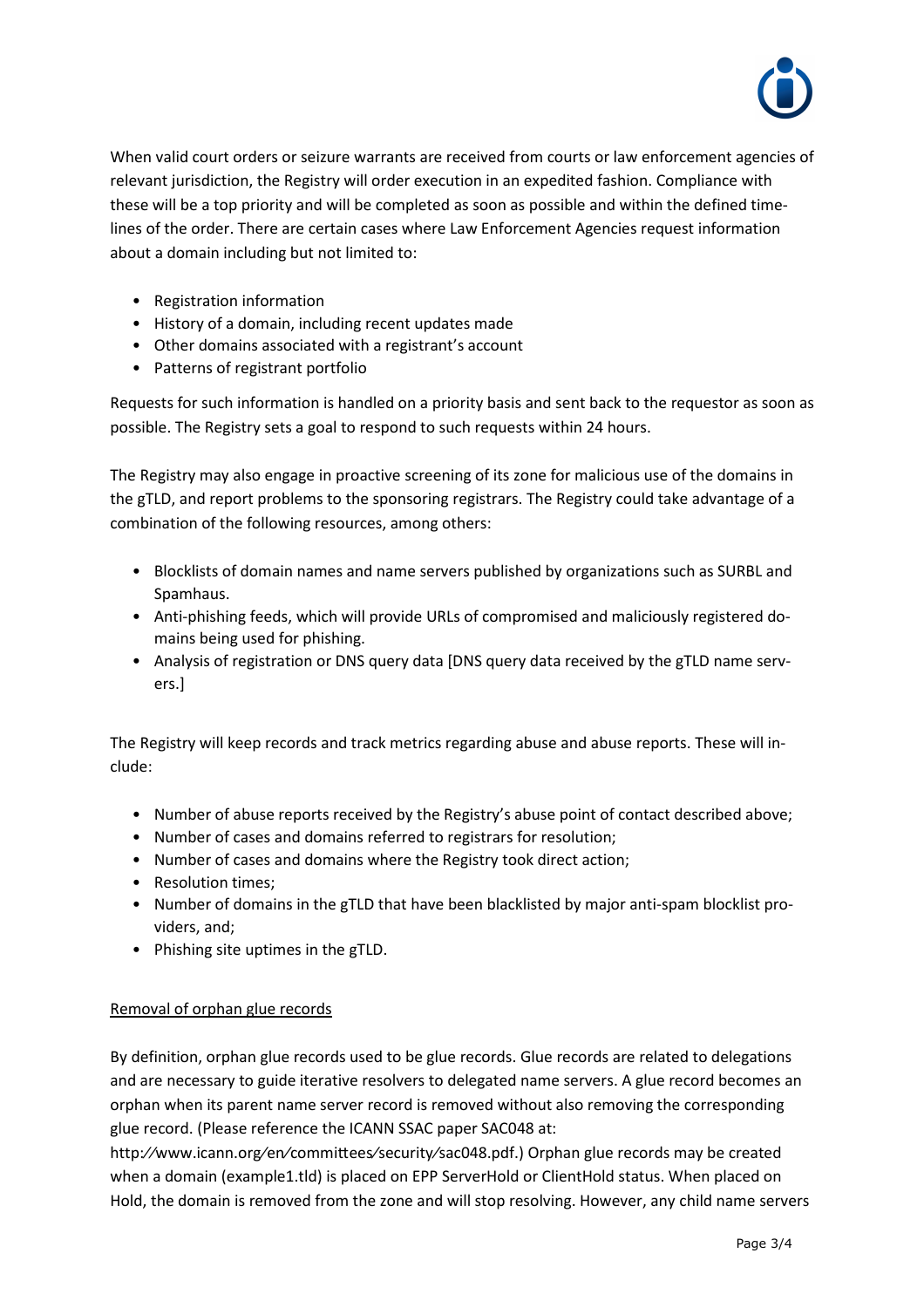When valid court orders or seizure warrants are received from courts or law enforcement agencies of relevant jurisdiction, the Registry will order execution in an expedited fashion. Compliance with these will be a top priority and will be completed as soon as possible and within the defined timelines of the order. There are certain cases where Law Enforcement Agencies request information about a domain including but not limited to:

- Registration information
- History of a domain, including recent updates made
- Other domains associated with a registrant's account
- Patterns of registrant portfolio

Requests for such information is handled on a priority basis and sent back to the requestor as soon as possible. The Registry sets a goal to respond to such requests within 24 hours.

The Registry may also engage in proactive screening of its zone for malicious use of the domains in the gTLD, and report problems to the sponsoring registrars. The Registry could take advantage of a combination of the following resources, among others:

- Blocklists of domain names and name servers published by organizations such as SURBL and Spamhaus.
- Anti-phishing feeds, which will provide URLs of compromised and maliciously registered domains being used for phishing.
- Analysis of registration or DNS query data [DNS query data received by the gTLD name servers.]

The Registry will keep records and track metrics regarding abuse and abuse reports. These will include:

- Number of abuse reports received by the Registry's abuse point of contact described above;
- Number of cases and domains referred to registrars for resolution;
- Number of cases and domains where the Registry took direct action;
- Resolution times;
- Number of domains in the gTLD that have been blacklisted by major anti-spam blocklist providers, and;
- Phishing site uptimes in the gTLD.

## Removal of orphan glue records

By definition, orphan glue records used to be glue records. Glue records are related to delegations and are necessary to guide iterative resolvers to delegated name servers. A glue record becomes an orphan when its parent name server record is removed without also removing the corresponding glue record. (Please reference the ICANN SSAC paper SAC048 at: http://www.icann.org/en/committees/security/sac048.pdf.) Orphan glue records may be created when a domain (example1.tld) is placed on EPP ServerHold or ClientHold status. When placed on Hold, the domain is removed from the zone and will stop resolving. However, any child name servers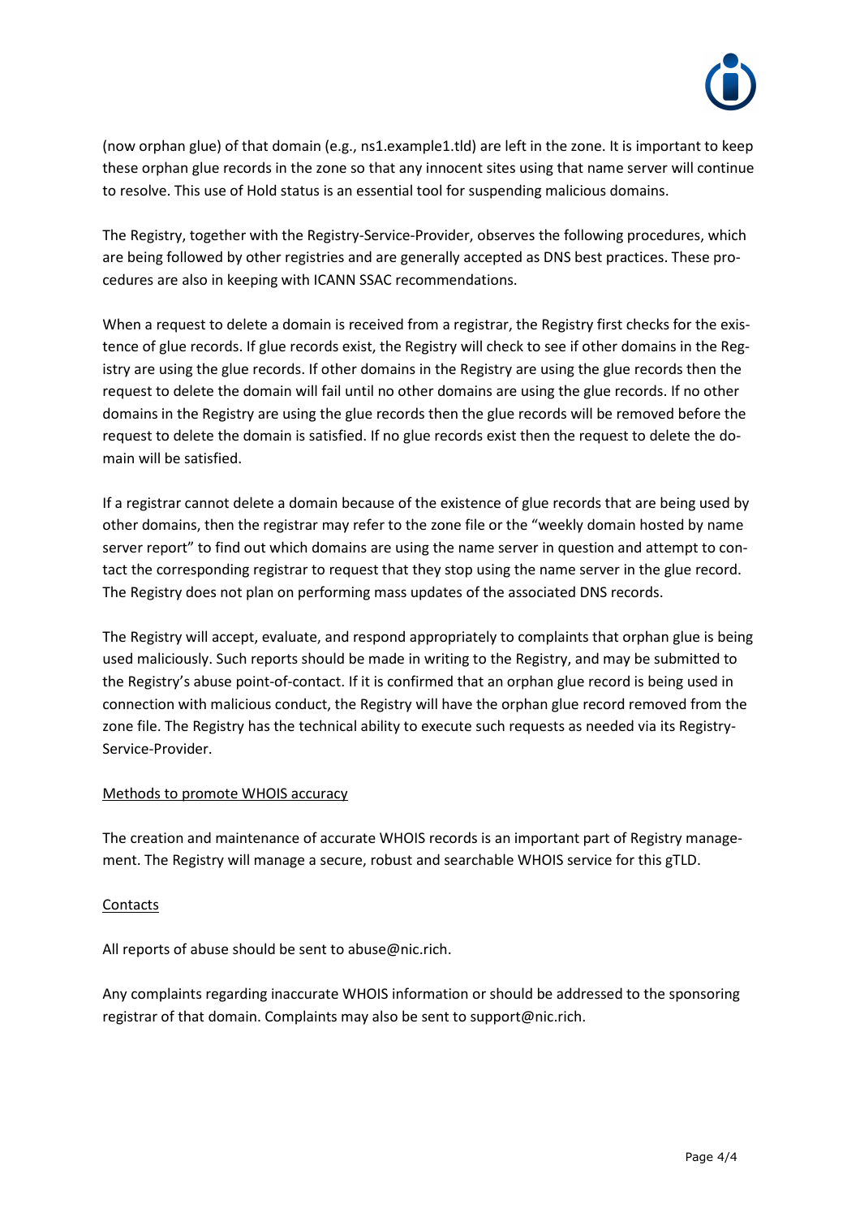(now orphan glue) of that domain (e.g., ns1.example1.tld) are left in the zone. It is important to keep these orphan glue records in the zone so that any innocent sites using that name server will continue to resolve. This use of Hold status is an essential tool for suspending malicious domains.

The Registry, together with the Registry-Service-Provider, observes the following procedures, which are being followed by other registries and are generally accepted as DNS best practices. These procedures are also in keeping with ICANN SSAC recommendations.

When a request to delete a domain is received from a registrar, the Registry first checks for the existence of glue records. If glue records exist, the Registry will check to see if other domains in the Registry are using the glue records. If other domains in the Registry are using the glue records then the request to delete the domain will fail until no other domains are using the glue records. If no other domains in the Registry are using the glue records then the glue records will be removed before the request to delete the domain is satisfied. If no glue records exist then the request to delete the domain will be satisfied.

If a registrar cannot delete a domain because of the existence of glue records that are being used by other domains, then the registrar may refer to the zone file or the "weekly domain hosted by name server report" to find out which domains are using the name server in question and attempt to contact the corresponding registrar to request that they stop using the name server in the glue record. The Registry does not plan on performing mass updates of the associated DNS records.

The Registry will accept, evaluate, and respond appropriately to complaints that orphan glue is being used maliciously. Such reports should be made in writing to the Registry, and may be submitted to the Registry's abuse point-of-contact. If it is confirmed that an orphan glue record is being used in connection with malicious conduct, the Registry will have the orphan glue record removed from the zone file. The Registry has the technical ability to execute such requests as needed via its Registry-Service-Provider.

## Methods to promote WHOIS accuracy

The creation and maintenance of accurate WHOIS records is an important part of Registry management. The Registry will manage a secure, robust and searchable WHOIS service for this gTLD.

## Contacts

All reports of abuse should be sent to abuse@nic.rich.

Any complaints regarding inaccurate WHOIS information or should be addressed to the sponsoring registrar of that domain. Complaints may also be sent to support@nic.rich.